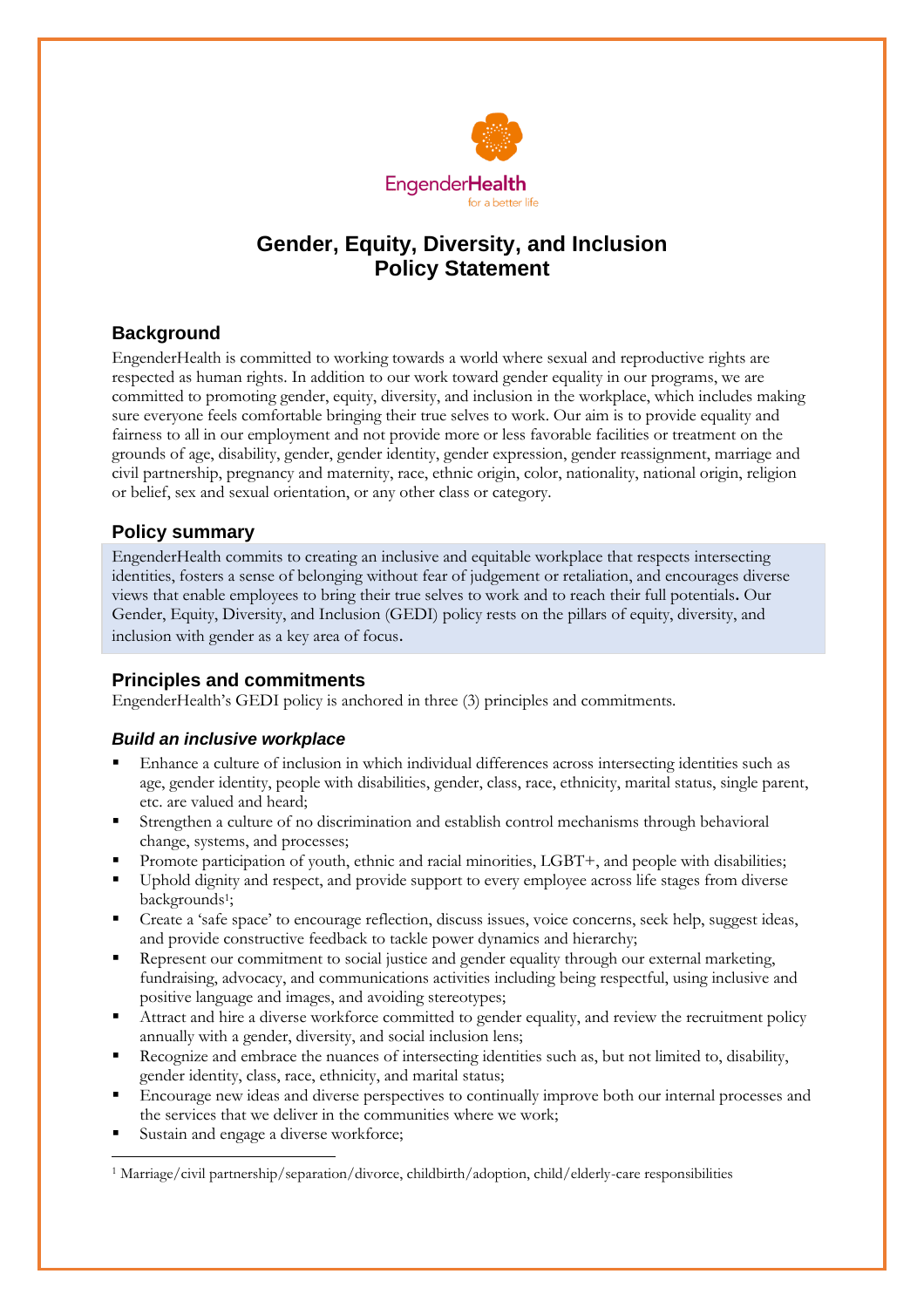EngenderHealth

for a better life

# Gender, Equity, Diversity, and Inclusion Policy Statement

## Background

EngenderHealth is committed to working towards a world where sexual and reproductive rights are respected as human rights. In addition to our work toward gender equality in our programs, we are committed to promoting gender, equity, diversity, and inclusion in the workplace, which includes making sure everyone feels comfortable bringing their true selves to work. Our aim is to provide equality and fairness to all in our employment and not provide more or less favorable facilities or treatment on the grounds of age, disability, gender, gender identity, gender expression, gender reassignment, marriage and civil partnership, pregnancy and maternity, race, ethnic origin, color, nationality, national origin, religion or belief, sex and sexual orientation, or any other class or category.

## Policy summary

EngenderHealth commits to creating an inclusive and equitable workplace that respects intersecting identities, fosters a sense of belonging without fear of judgement or retaliation, and encourages diverse views that enable employees to bring their true selves to work and to reach their full potentials. Our Gender, Equity, Diversity, and Inclusion (GEDI) policy rests on the pillars of equity, diversity, and inclusion with gender as a key area of focus.

## Principles and commitments

EngenderHealth's GEDI policy is anchored in three (3) principles and commitments.

### *Build an inclusive workplace*

- Enhance a culture of inclusion in which individual differences across intersecting identities such as age, gender identity, people with disabilities, gender, class, race, ethnicity, marital status, single parent, etc. are valued and heard;
- Strengthen a culture of no discrimination and establish control mechanisms through behavioral change, systems, and processes;
- Promote participation of youth, ethnic and racial minorities, LGBT+, and people with disabilities;
- Uphold dignity and respect, and provide support to every employee across life stages from diverse backgrounds[1];
- Create a 'safe space' to encourage reflection, discuss issues, voice concerns, seek help, suggest ideas, and provide constructive feedback to tackle power dynamics and hierarchy;
- Represent our commitment to social justice and gender equality through our external marketing, fundraising, advocacy, and communications activities including being respectful, using inclusive and positive language and images, and avoiding stereotypes;
- Attract and hire a diverse workforce committed to gender equality, and review the recruitment policy annually with a gender, diversity, and social inclusion lens;
- Recognize and embrace the nuances of intersecting identities such as, but not limited to, disability, gender identity, class, race, ethnicity, and marital status;
- Encourage new ideas and diverse perspectives to continually improve both our internal processes and the services that we deliver in the communities where we work;
- Sustain and engage a diverse workforce;

[1] Marriage/civil partnership/separation/divorce, childbirth/adoption, child/elderly-care responsibilities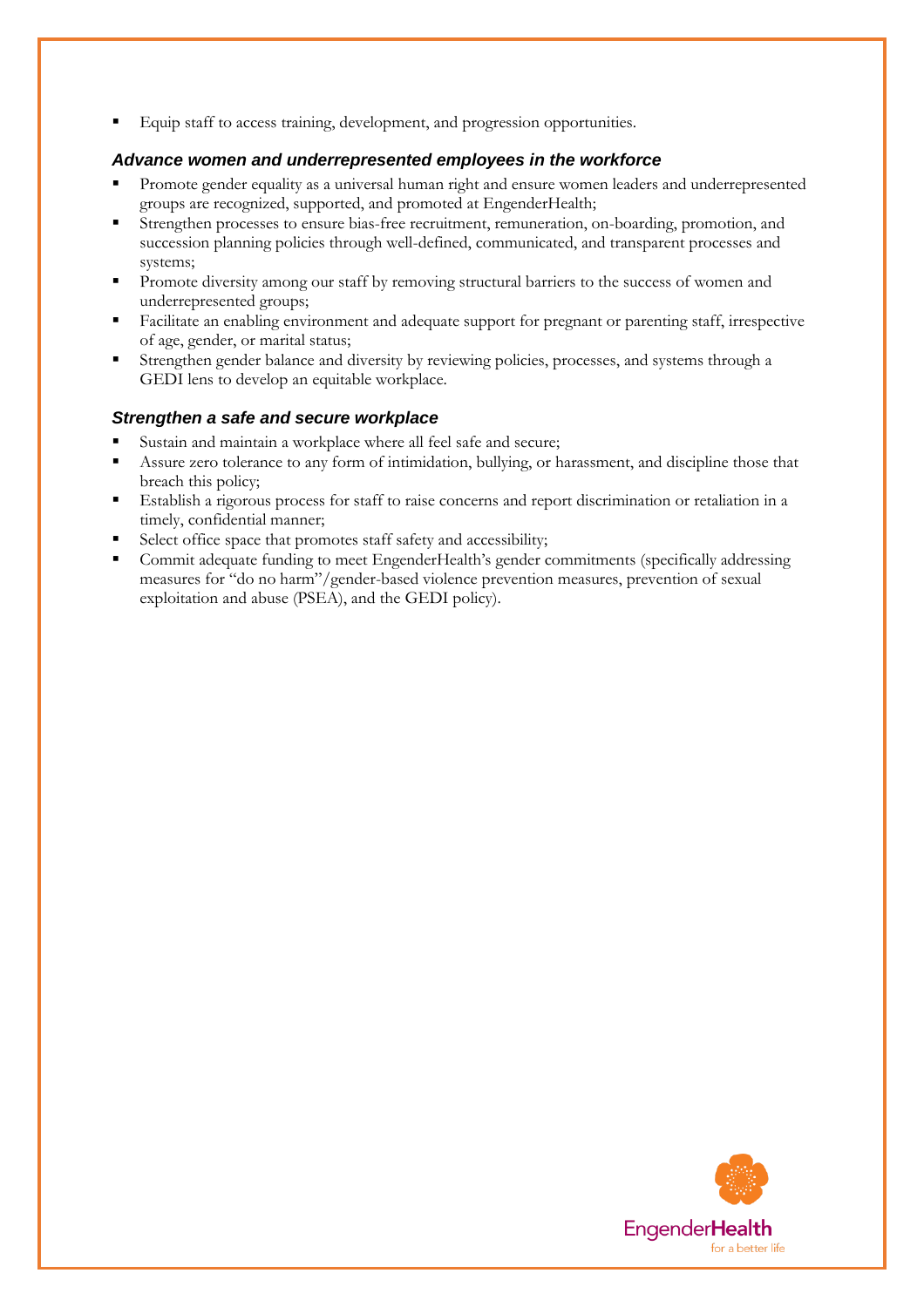- Equip staff to access training, development, and progression opportunities.

### *Advance women and underrepresented employees in the workforce*

- Promote gender equality as a universal human right and ensure women leaders and underrepresented groups are recognized, supported, and promoted at EngenderHealth;
- Strengthen processes to ensure bias-free recruitment, remuneration, on-boarding, promotion, and succession planning policies through well-defined, communicated, and transparent processes and systems;
- Promote diversity among our staff by removing structural barriers to the success of women and underrepresented groups;
- Facilitate an enabling environment and adequate support for pregnant or parenting staff, irrespective of age, gender, or marital status;
- Strengthen gender balance and diversity by reviewing policies, processes, and systems through a GEDI lens to develop an equitable workplace.

### *Strengthen a safe and secure workplace*

- Sustain and maintain a workplace where all feel safe and secure;
- Assure zero tolerance to any form of intimidation, bullying, or harassment, and discipline those that breach this policy;
- Establish a rigorous process for staff to raise concerns and report discrimination or retaliation in a timely, confidential manner;
- Select office space that promotes staff safety and accessibility;
- Commit adequate funding to meet EngenderHealth's gender commitments (specifically addressing measures for "do no harm"/gender-based violence prevention measures, prevention of sexual exploitation and abuse (PSEA), and the GEDI policy).